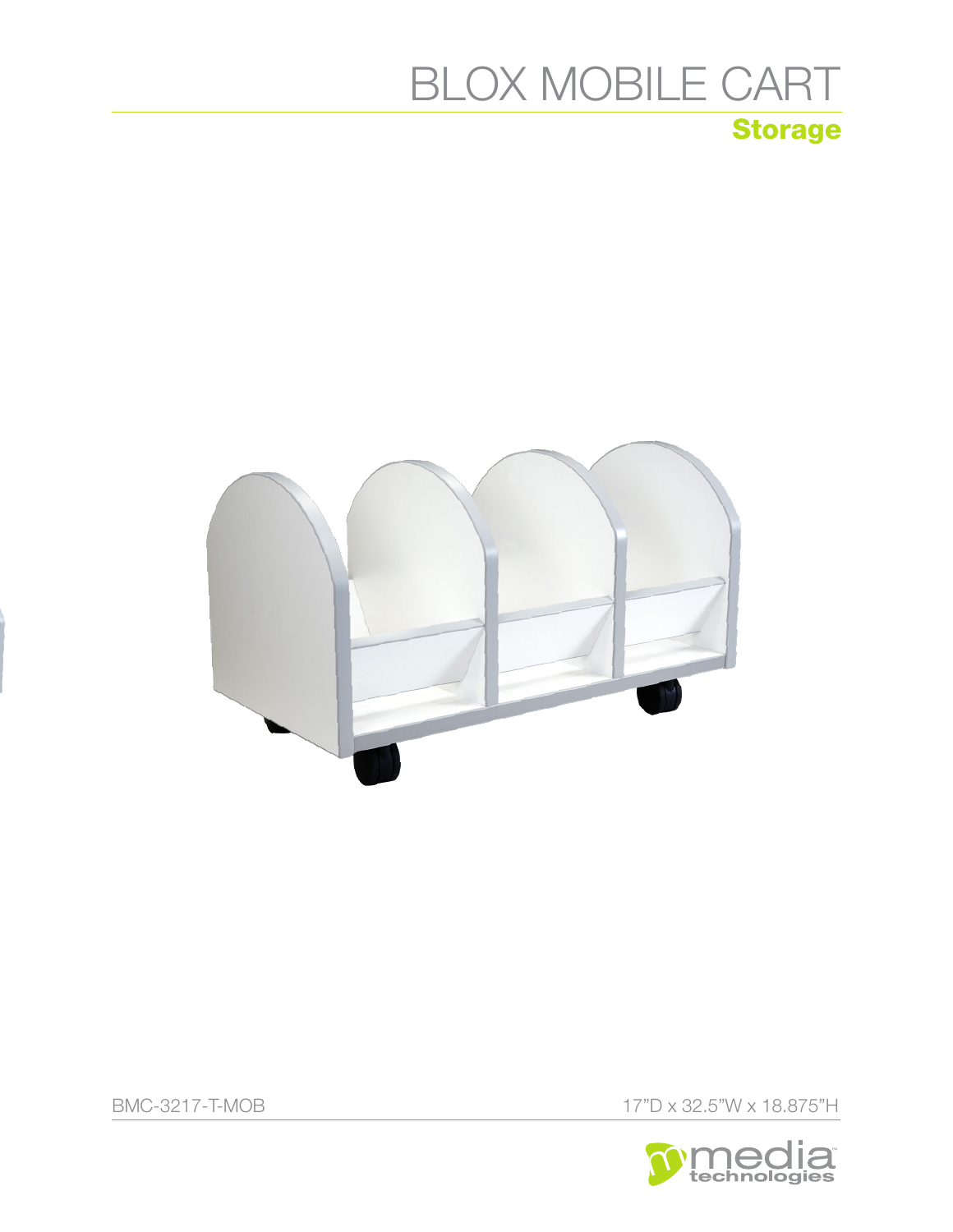# BLOX MOBILE CART

## Storage

BMC-3217-T-MOB

17"D x 32.5"W x 18.875"H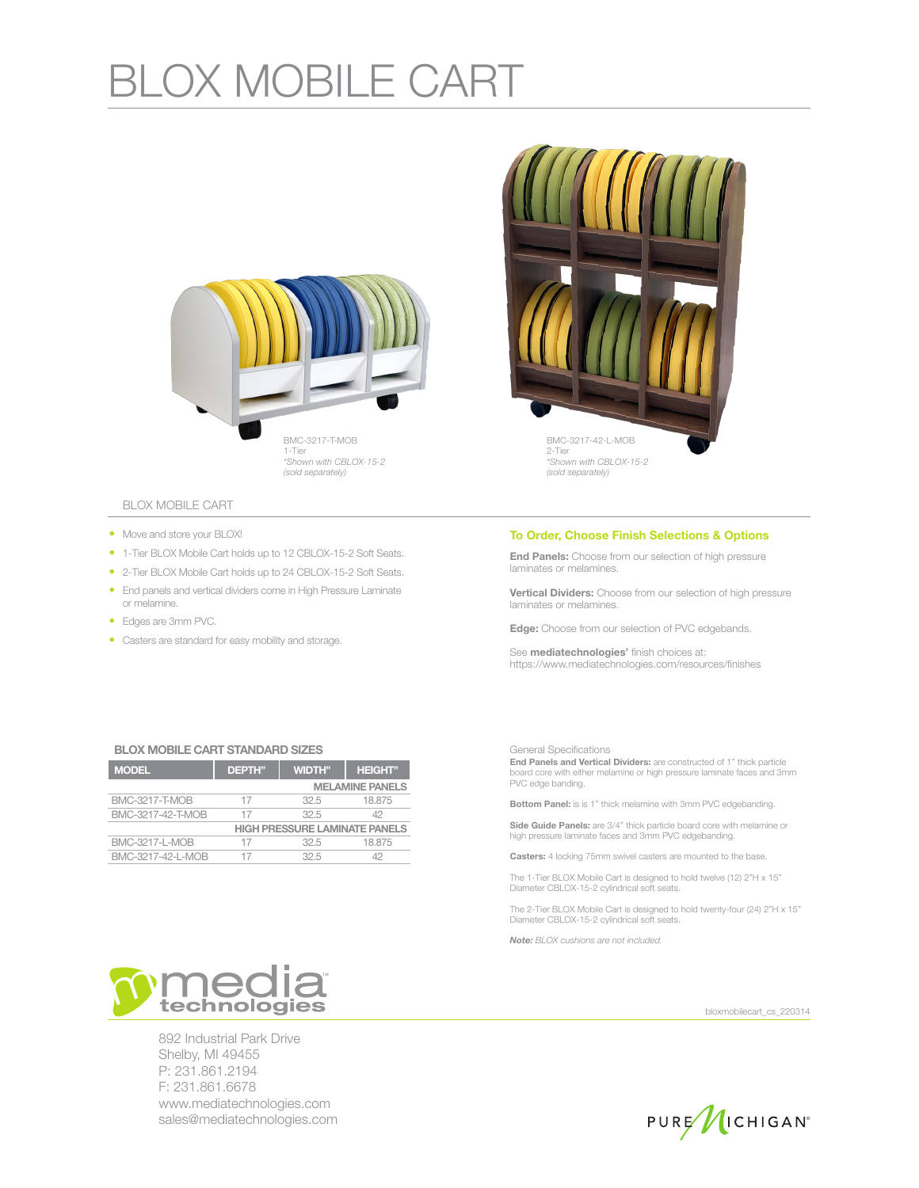# BLOX MOBILE CART

BMC-3217-T-MOB
1-Tier
*Shown with CBLOX-15-2
(sold separately)*

BMC-3217-42-L-MOB
2-Tier
*Shown with CBLOX-15-2
(sold separately)*

## BLOX MOBILE CART

- Move and store your BLOX!
- 1-Tier BLOX Mobile Cart holds up to 12 CBLOX-15-2 Soft Seats.
- 2-Tier BLOX Mobile Cart holds up to 24 CBLOX-15-2 Soft Seats.
- End panels and vertical dividers come in High Pressure Laminate or melamine.
- Edges are 3mm PVC.
- Casters are standard for easy mobility and storage.

### To Order, Choose Finish Selections & Options

**End Panels:** Choose from our selection of high pressure laminates or melamines.

**Vertical Dividers:** Choose from our selection of high pressure laminates or melamines.

**Edge:** Choose from our selection of PVC edgebands.

See **mediatechnologies'** finish choices at:
https://www.mediatechnologies.com/resources/finishes

### BLOX MOBILE CART STANDARD SIZES

| MODEL | DEPTH" | WIDTH" | HEIGHT" |
|---|---|---|---|
| | | MELAMINE PANELS | |
| BMC-3217-T-MOB | 17 | 32.5 | 18.875 |
| BMC-3217-42-T-MOB | 17 | 32.5 | 42 |
| | HIGH PRESSURE LAMINATE PANELS | | |
| BMC-3217-L-MOB | 17 | 32.5 | 18.875 |
| BMC-3217-42-L-MOB | 17 | 32.5 | 42 |

General Specifications

**End Panels and Vertical Dividers:** are constructed of 1" thick particle board core with either melamine or high pressure laminate faces and 3mm PVC edge banding.

**Bottom Panel:** is is 1" thick melamine with 3mm PVC edgebanding.

**Side Guide Panels:** are 3/4" thick particle board core with melamine or high pressure laminate faces and 3mm PVC edgebanding.

**Casters:** 4 locking 75mm swivel casters are mounted to the base.

The 1-Tier BLOX Mobile Cart is designed to hold twelve (12) 2"H x 15" Diameter CBLOX-15-2 cylindrical soft seats.

The 2-Tier BLOX Mobile Cart is designed to hold twenty-four (24) 2"H x 15" Diameter CBLOX-15-2 cylindrical soft seats.

***Note:** BLOX cushions are not included.*

bloxmobilecart_cs_220314

media technologies™

892 Industrial Park Drive
Shelby, MI 49455
P: 231.861.2194
F: 231.861.6678
www.mediatechnologies.com
sales@mediatechnologies.com

PURE MICHIGAN®